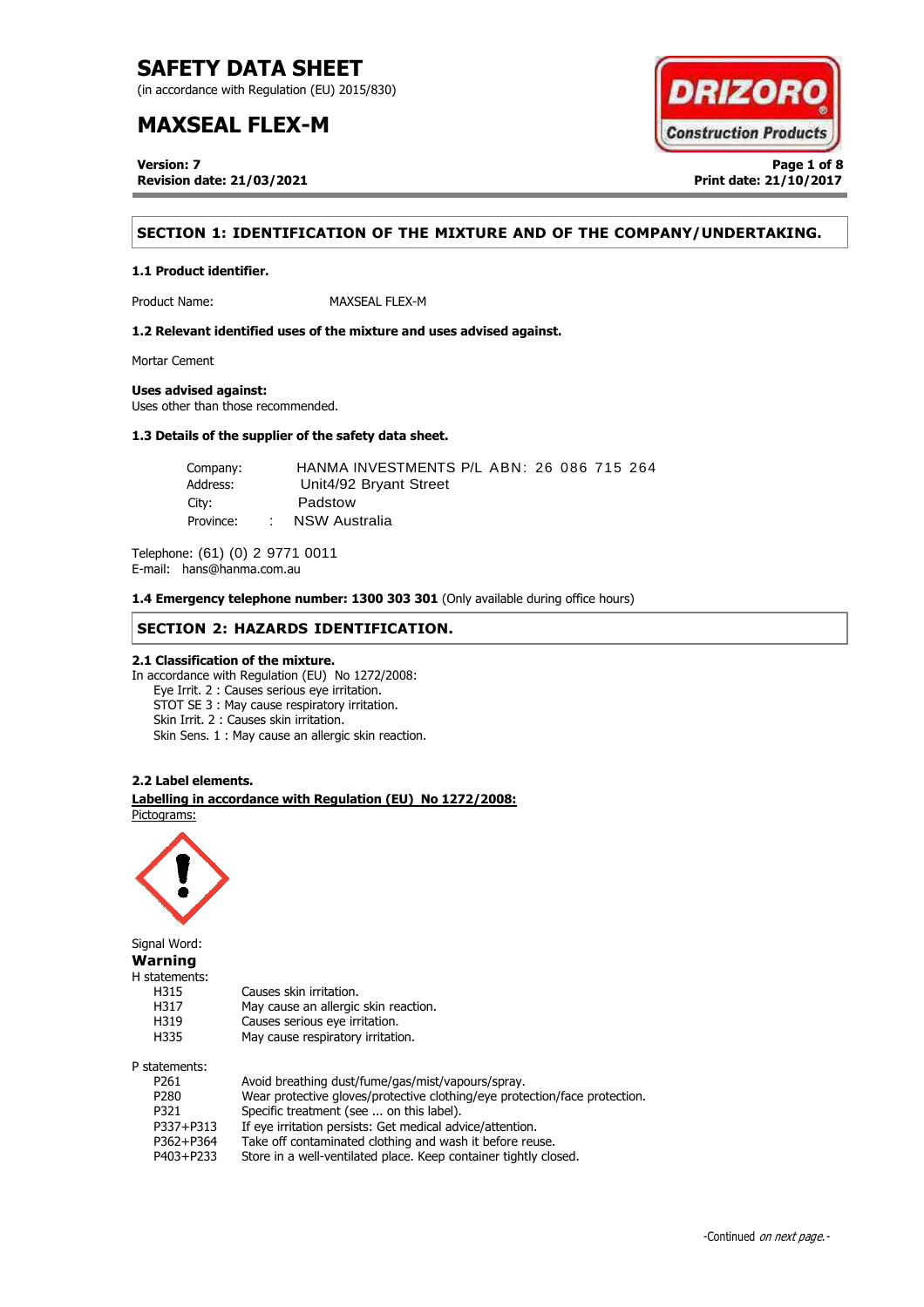# SAFETY DATA SHEET

(in accordance with Regulation (EU) 2015/830)

# MAXSEAL FLEX-M

**Version: 7**
**Revision date: 21/03/2021**

**Print date: 21/10/2017**

## SECTION 1: IDENTIFICATION OF THE MIXTURE AND OF THE COMPANY/UNDERTAKING.

### 1.1 Product identifier.

Product Name: MAXSEAL FLEX-M

### 1.2 Relevant identified uses of the mixture and uses advised against.

Mortar Cement

**Uses advised against:**
Uses other than those recommended.

### 1.3 Details of the supplier of the safety data sheet.

Company: HANMA INVESTMENTS P/L ABN: 26 086 715 264
Address: Unit4/92 Bryant Street
City: Padstow
Province: NSW Australia

Telephone: (61) (0) 2 9771 0011
E-mail: hans@hanma.com.au

### 1.4 Emergency telephone number: 1300 303 301 (Only available during office hours)

## SECTION 2: HAZARDS IDENTIFICATION.

### 2.1 Classification of the mixture.

In accordance with Regulation (EU) No 1272/2008:

- Eye Irrit. 2 : Causes serious eye irritation.
- STOT SE 3 : May cause respiratory irritation.
- Skin Irrit. 2 : Causes skin irritation.
- Skin Sens. 1 : May cause an allergic skin reaction.

### 2.2 Label elements.

**Labelling in accordance with Regulation (EU) No 1272/2008:**

Pictograms:

Signal Word:
**Warning**

H statements:

| | |
|---|---|
| H315 | Causes skin irritation. |
| H317 | May cause an allergic skin reaction. |
| H319 | Causes serious eye irritation. |
| H335 | May cause respiratory irritation. |

P statements:

| | |
|---|---|
| P261 | Avoid breathing dust/fume/gas/mist/vapours/spray. |
| P280 | Wear protective gloves/protective clothing/eye protection/face protection. |
| P321 | Specific treatment (see ... on this label). |
| P337+P313 | If eye irritation persists: Get medical advice/attention. |
| P362+P364 | Take off contaminated clothing and wash it before reuse. |
| P403+P233 | Store in a well-ventilated place. Keep container tightly closed. |

-Continued *on next page.*-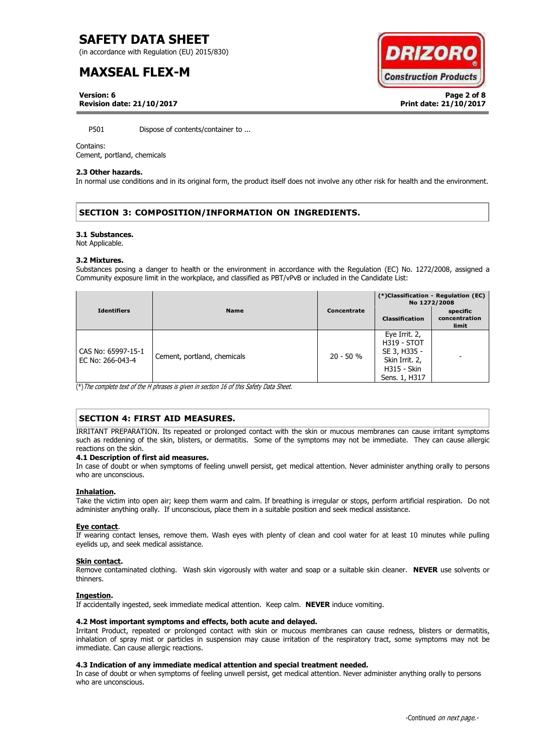P501 Dispose of contents/container to ...

Contains:
Cement, portland, chemicals

#### 2.3 Other hazards.

In normal use conditions and in its original form, the product itself does not involve any other risk for health and the environment.

## SECTION 3: COMPOSITION/INFORMATION ON INGREDIENTS.

#### 3.1 Substances.

Not Applicable.

#### 3.2 Mixtures.

Substances posing a danger to health or the environment in accordance with the Regulation (EC) No. 1272/2008, assigned a Community exposure limit in the workplace, and classified as PBT/vPvB or included in the Candidate List:

| Identifiers | Name | Concentrate | (*)Classification - Regulation (EC) No 1272/2008 | |
|---|---|---|---|---|
| | | | Classification | specific concentration limit |
| CAS No: 65997-15-1 EC No: 266-043-4 | Cement, portland, chemicals | 20 - 50 % | Eye Irrit. 2, H319 - STOT SE 3, H335 - Skin Irrit. 2, H315 - Skin Sens. 1, H317 | - |

(*) *The complete text of the H phrases is given in section 16 of this Safety Data Sheet.*

## SECTION 4: FIRST AID MEASURES.

IRRITANT PREPARATION. Its repeated or prolonged contact with the skin or mucous membranes can cause irritant symptoms such as reddening of the skin, blisters, or dermatitis. Some of the symptoms may not be immediate. They can cause allergic reactions on the skin.

#### 4.1 Description of first aid measures.

In case of doubt or when symptoms of feeling unwell persist, get medical attention. Never administer anything orally to persons who are unconscious.

**Inhalation.**

Take the victim into open air; keep them warm and calm. If breathing is irregular or stops, perform artificial respiration. Do not administer anything orally. If unconscious, place them in a suitable position and seek medical assistance.

**Eye contact**.

If wearing contact lenses, remove them. Wash eyes with plenty of clean and cool water for at least 10 minutes while pulling eyelids up, and seek medical assistance.

**Skin contact.**

Remove contaminated clothing. Wash skin vigorously with water and soap or a suitable skin cleaner. **NEVER** use solvents or thinners.

**Ingestion.**

If accidentally ingested, seek immediate medical attention. Keep calm. **NEVER** induce vomiting.

#### 4.2 Most important symptoms and effects, both acute and delayed.

Irritant Product, repeated or prolonged contact with skin or mucous membranes can cause redness, blisters or dermatitis, inhalation of spray mist or particles in suspension may cause irritation of the respiratory tract, some symptoms may not be immediate. Can cause allergic reactions.

#### 4.3 Indication of any immediate medical attention and special treatment needed.

In case of doubt or when symptoms of feeling unwell persist, get medical attention. Never administer anything orally to persons who are unconscious.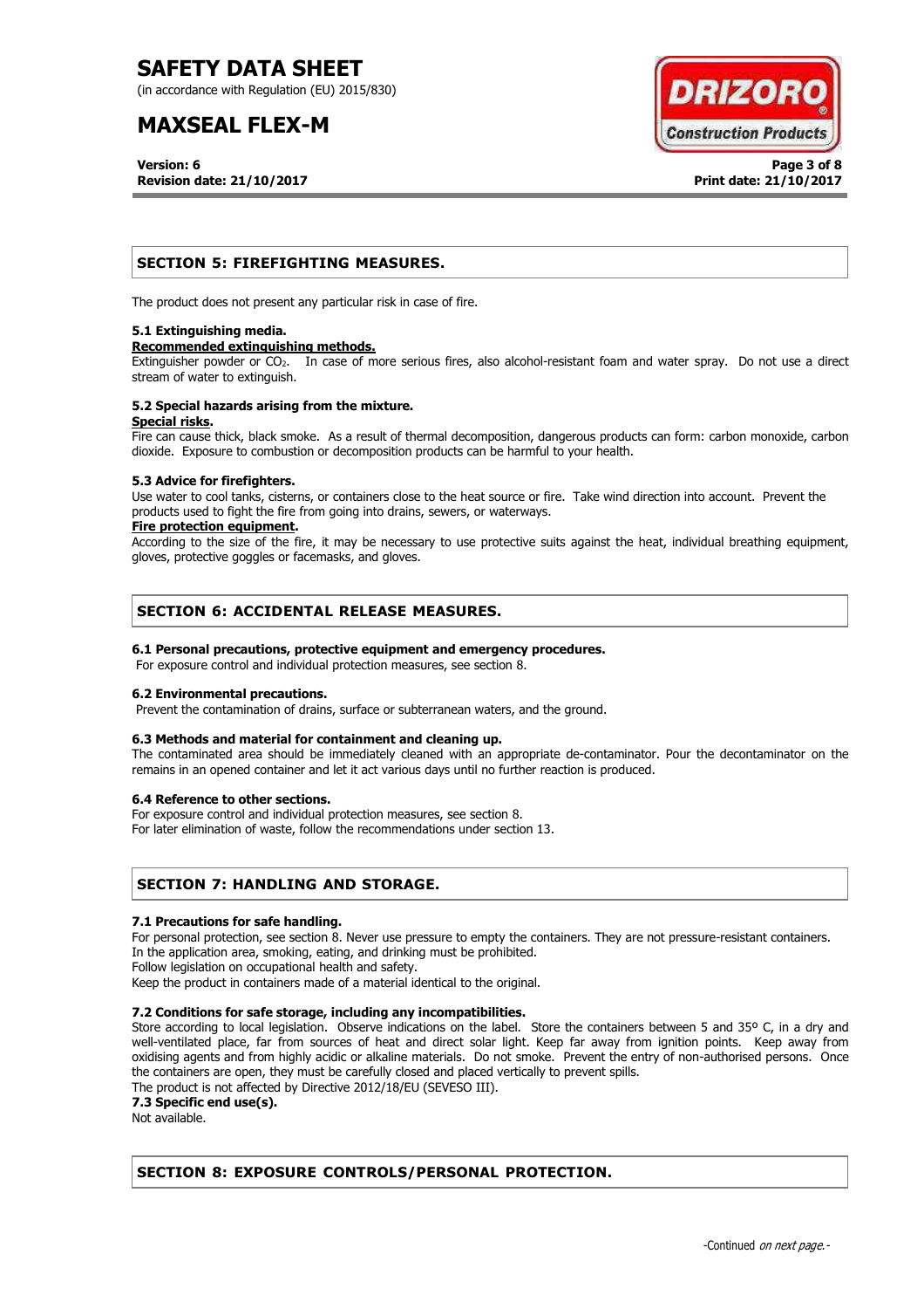## SECTION 5: FIREFIGHTING MEASURES.

The product does not present any particular risk in case of fire.

### 5.1 Extinguishing media.

**Recommended extinguishing methods.**

Extinguisher powder or $CO_2$. In case of more serious fires, also alcohol-resistant foam and water spray. Do not use a direct stream of water to extinguish.

### 5.2 Special hazards arising from the mixture.

**Special risks.**

Fire can cause thick, black smoke. As a result of thermal decomposition, dangerous products can form: carbon monoxide, carbon dioxide. Exposure to combustion or decomposition products can be harmful to your health.

### 5.3 Advice for firefighters.

Use water to cool tanks, cisterns, or containers close to the heat source or fire. Take wind direction into account. Prevent the products used to fight the fire from going into drains, sewers, or waterways.

**Fire protection equipment.**

According to the size of the fire, it may be necessary to use protective suits against the heat, individual breathing equipment, gloves, protective goggles or facemasks, and gloves.

## SECTION 6: ACCIDENTAL RELEASE MEASURES.

### 6.1 Personal precautions, protective equipment and emergency procedures.

For exposure control and individual protection measures, see section 8.

### 6.2 Environmental precautions.

Prevent the contamination of drains, surface or subterranean waters, and the ground.

### 6.3 Methods and material for containment and cleaning up.

The contaminated area should be immediately cleaned with an appropriate de-contaminator. Pour the decontaminator on the remains in an opened container and let it act various days until no further reaction is produced.

### 6.4 Reference to other sections.

For exposure control and individual protection measures, see section 8.
For later elimination of waste, follow the recommendations under section 13.

## SECTION 7: HANDLING AND STORAGE.

### 7.1 Precautions for safe handling.

For personal protection, see section 8. Never use pressure to empty the containers. They are not pressure-resistant containers.
In the application area, smoking, eating, and drinking must be prohibited.
Follow legislation on occupational health and safety.
Keep the product in containers made of a material identical to the original.

### 7.2 Conditions for safe storage, including any incompatibilities.

Store according to local legislation. Observe indications on the label. Store the containers between 5 and 35º C, in a dry and well-ventilated place, far from sources of heat and direct solar light. Keep far away from ignition points. Keep away from oxidising agents and from highly acidic or alkaline materials. Do not smoke. Prevent the entry of non-authorised persons. Once the containers are open, they must be carefully closed and placed vertically to prevent spills.
The product is not affected by Directive 2012/18/EU (SEVESO III).

### 7.3 Specific end use(s).

Not available.

## SECTION 8: EXPOSURE CONTROLS/PERSONAL PROTECTION.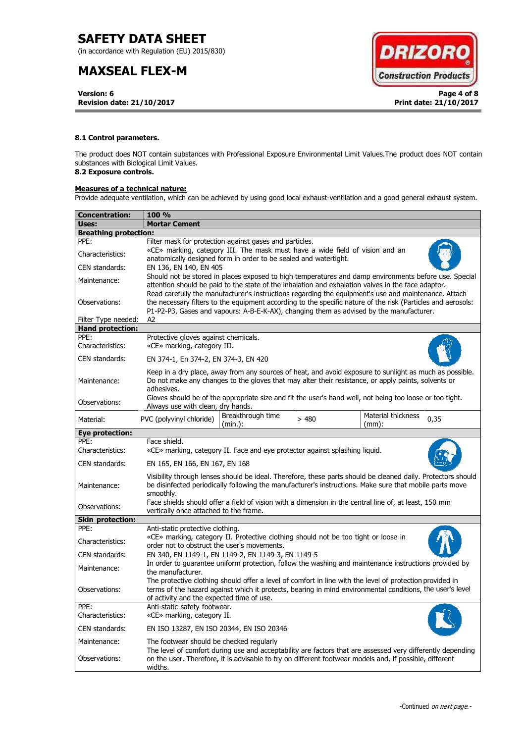#### 8.1 Control parameters.

The product does NOT contain substances with Professional Exposure Environmental Limit Values.The product does NOT contain substances with Biological Limit Values.

#### 8.2 Exposure controls.

**Measures of a technical nature:**

Provide adequate ventilation, which can be achieved by using good local exhaust-ventilation and a good general exhaust system.

| **Concentration:** | **100 %** |
|---|---|
| **Uses:** | **Mortar Cement** |

**Breathing protection:**

| | |
|---|---|
| PPE: | Filter mask for protection against gases and particles. |
| Characteristics: | «CE» marking, category III. The mask must have a wide field of vision and an anatomically designed form in order to be sealed and watertight. |
| CEN standards: | EN 136, EN 140, EN 405 |
| Maintenance: | Should not be stored in places exposed to high temperatures and damp environments before use. Special attention should be paid to the state of the inhalation and exhalation valves in the face adaptor. |
| Observations: | Read carefully the manufacturer's instructions regarding the equipment's use and maintenance. Attach the necessary filters to the equipment according to the specific nature of the risk (Particles and aerosols: P1-P2-P3, Gases and vapours: A-B-E-K-AX), changing them as advised by the manufacturer. |
| Filter Type needed: | A2 |

**Hand protection:**

| | | | | | |
|---|---|---|---|---|---|
| PPE: | Protective gloves against chemicals. | | | | |
| Characteristics: | «CE» marking, category III. | | | | |
| CEN standards: | EN 374-1, En 374-2, EN 374-3, EN 420 | | | | |
| Maintenance: | Keep in a dry place, away from any sources of heat, and avoid exposure to sunlight as much as possible. Do not make any changes to the gloves that may alter their resistance, or apply paints, solvents or adhesives. | | | | |
| Observations: | Gloves should be of the appropriate size and fit the user's hand well, not being too loose or too tight. Always use with clean, dry hands. | | | | |
| Material: | PVC (polyvinyl chloride) | Breakthrough time (min.): | > 480 | Material thickness (mm): | 0,35 |

**Eye protection:**

| | |
|---|---|
| PPE: | Face shield. |
| Characteristics: | «CE» marking, category II. Face and eye protector against splashing liquid. |
| CEN standards: | EN 165, EN 166, EN 167, EN 168 |
| Maintenance: | Visibility through lenses should be ideal. Therefore, these parts should be cleaned daily. Protectors should be disinfected periodically following the manufacturer's instructions. Make sure that mobile parts move smoothly. |
| Observations: | Face shields should offer a field of vision with a dimension in the central line of, at least, 150 mm vertically once attached to the frame. |

**Skin protection:**

| | |
|---|---|
| PPE: | Anti-static protective clothing. |
| Characteristics: | «CE» marking, category II. Protective clothing should not be too tight or loose in order not to obstruct the user's movements. |
| CEN standards: | EN 340, EN 1149-1, EN 1149-2, EN 1149-3, EN 1149-5 |
| Maintenance: | In order to guarantee uniform protection, follow the washing and maintenance instructions provided by the manufacturer. |
| Observations: | The protective clothing should offer a level of comfort in line with the level of protection provided in terms of the hazard against which it protects, bearing in mind environmental conditions, the user's level of activity and the expected time of use. |
| PPE: | Anti-static safety footwear. |
| Characteristics: | «CE» marking, category II. |
| CEN standards: | EN ISO 13287, EN ISO 20344, EN ISO 20346 |
| Maintenance: | The footwear should be checked regularly |
| Observations: | The level of comfort during use and acceptability are factors that are assessed very differently depending on the user. Therefore, it is advisable to try on different footwear models and, if possible, different widths. |

-Continued *on next page.*-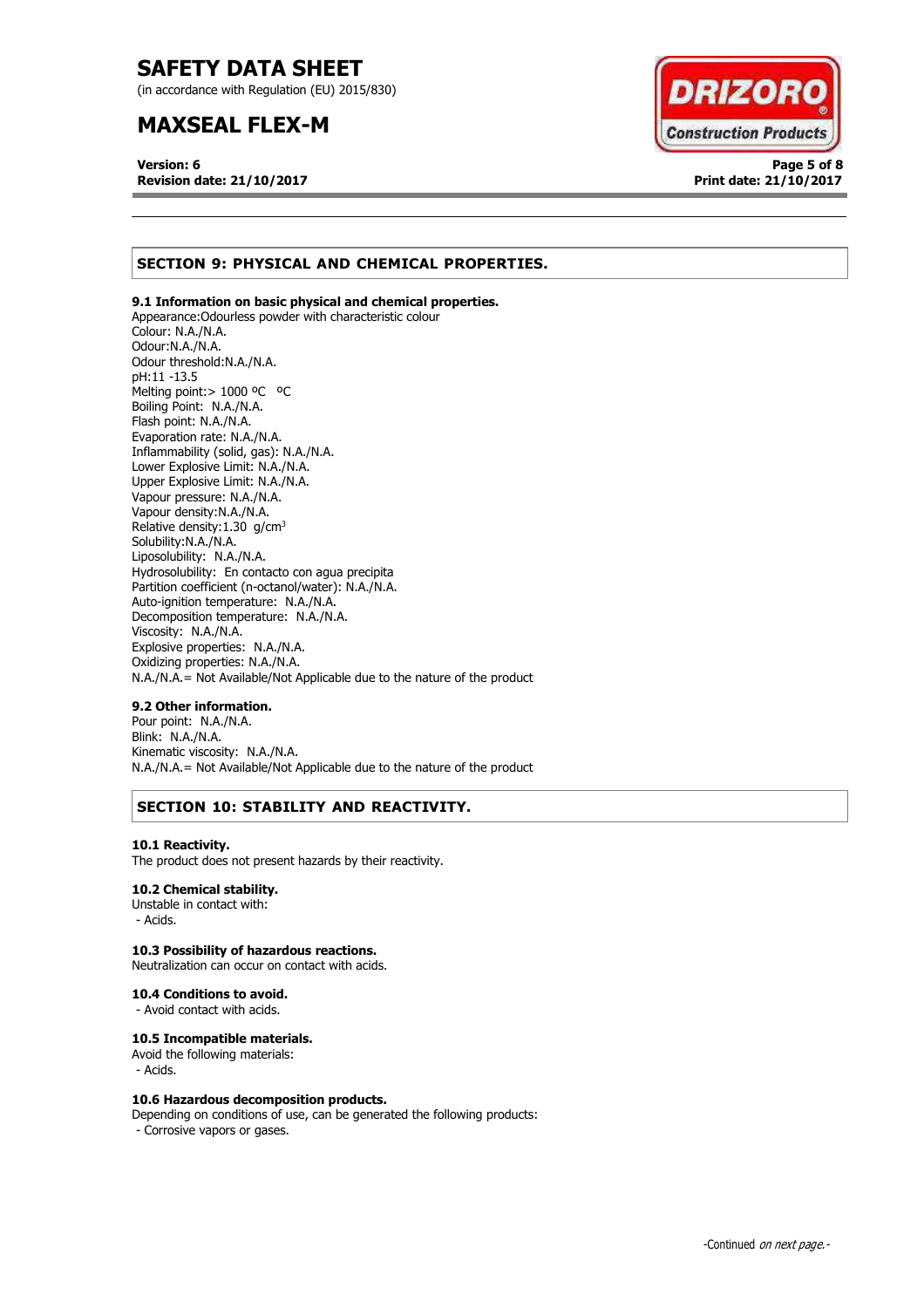## SECTION 9: PHYSICAL AND CHEMICAL PROPERTIES.

**9.1 Information on basic physical and chemical properties.**

Appearance:Odourless powder with characteristic colour
Colour: N.A./N.A.
Odour:N.A./N.A.
Odour threshold:N.A./N.A.
pH:11 -13.5
Melting point:> 1000 ºC ºC
Boiling Point: N.A./N.A.
Flash point: N.A./N.A.
Evaporation rate: N.A./N.A.
Inflammability (solid, gas): N.A./N.A.
Lower Explosive Limit: N.A./N.A.
Upper Explosive Limit: N.A./N.A.
Vapour pressure: N.A./N.A.
Vapour density:N.A./N.A.
Relative density:1.30 g/cm$^3$
Solubility:N.A./N.A.
Liposolubility: N.A./N.A.
Hydrosolubility: En contacto con agua precipita
Partition coefficient (n-octanol/water): N.A./N.A.
Auto-ignition temperature: N.A./N.A.
Decomposition temperature: N.A./N.A.
Viscosity: N.A./N.A.
Explosive properties: N.A./N.A.
Oxidizing properties: N.A./N.A.
N.A./N.A.= Not Available/Not Applicable due to the nature of the product

**9.2 Other information.**

Pour point: N.A./N.A.
Blink: N.A./N.A.
Kinematic viscosity: N.A./N.A.
N.A./N.A.= Not Available/Not Applicable due to the nature of the product

## SECTION 10: STABILITY AND REACTIVITY.

**10.1 Reactivity.**

The product does not present hazards by their reactivity.

**10.2 Chemical stability.**

Unstable in contact with:
- Acids.

**10.3 Possibility of hazardous reactions.**

Neutralization can occur on contact with acids.

**10.4 Conditions to avoid.**

- Avoid contact with acids.

**10.5 Incompatible materials.**

Avoid the following materials:
- Acids.

**10.6 Hazardous decomposition products.**

Depending on conditions of use, can be generated the following products:
- Corrosive vapors or gases.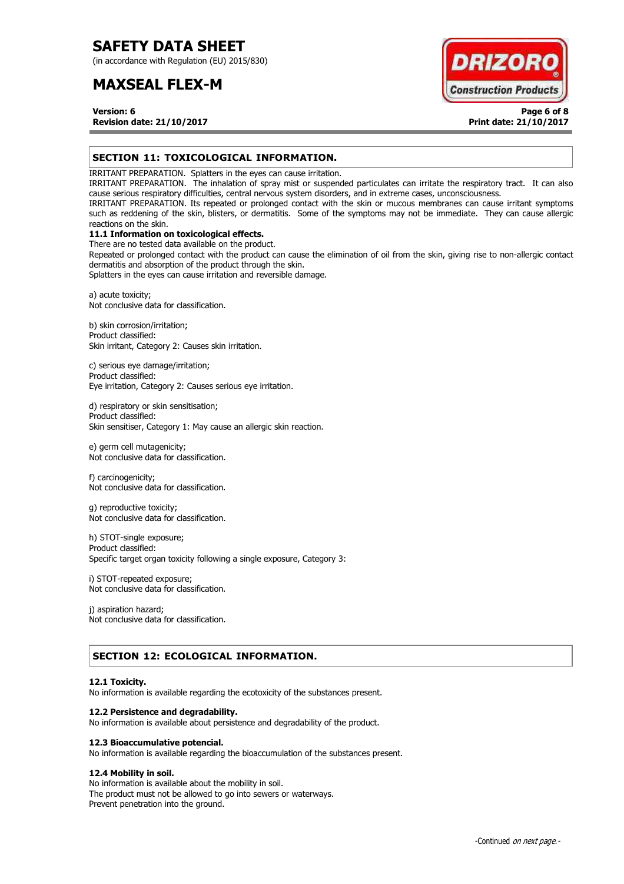## SECTION 11: TOXICOLOGICAL INFORMATION.

IRRITANT PREPARATION. Splatters in the eyes can cause irritation.
IRRITANT PREPARATION. The inhalation of spray mist or suspended particulates can irritate the respiratory tract. It can also cause serious respiratory difficulties, central nervous system disorders, and in extreme cases, unconsciousness.
IRRITANT PREPARATION. Its repeated or prolonged contact with the skin or mucous membranes can cause irritant symptoms such as reddening of the skin, blisters, or dermatitis. Some of the symptoms may not be immediate. They can cause allergic reactions on the skin.

### 11.1 Information on toxicological effects.

There are no tested data available on the product.
Repeated or prolonged contact with the product can cause the elimination of oil from the skin, giving rise to non-allergic contact dermatitis and absorption of the product through the skin.
Splatters in the eyes can cause irritation and reversible damage.

a) acute toxicity;
Not conclusive data for classification.

b) skin corrosion/irritation;
Product classified:
Skin irritant, Category 2: Causes skin irritation.

c) serious eye damage/irritation;
Product classified:
Eye irritation, Category 2: Causes serious eye irritation.

d) respiratory or skin sensitisation;
Product classified:
Skin sensitiser, Category 1: May cause an allergic skin reaction.

e) germ cell mutagenicity;
Not conclusive data for classification.

f) carcinogenicity;
Not conclusive data for classification.

g) reproductive toxicity;
Not conclusive data for classification.

h) STOT-single exposure;
Product classified:
Specific target organ toxicity following a single exposure, Category 3:

i) STOT-repeated exposure;
Not conclusive data for classification.

j) aspiration hazard;
Not conclusive data for classification.

## SECTION 12: ECOLOGICAL INFORMATION.

### 12.1 Toxicity.

No information is available regarding the ecotoxicity of the substances present.

### 12.2 Persistence and degradability.

No information is available about persistence and degradability of the product.

### 12.3 Bioaccumulative potencial.

No information is available regarding the bioaccumulation of the substances present.

### 12.4 Mobility in soil.

No information is available about the mobility in soil.
The product must not be allowed to go into sewers or waterways.
Prevent penetration into the ground.

-Continued *on next page.*-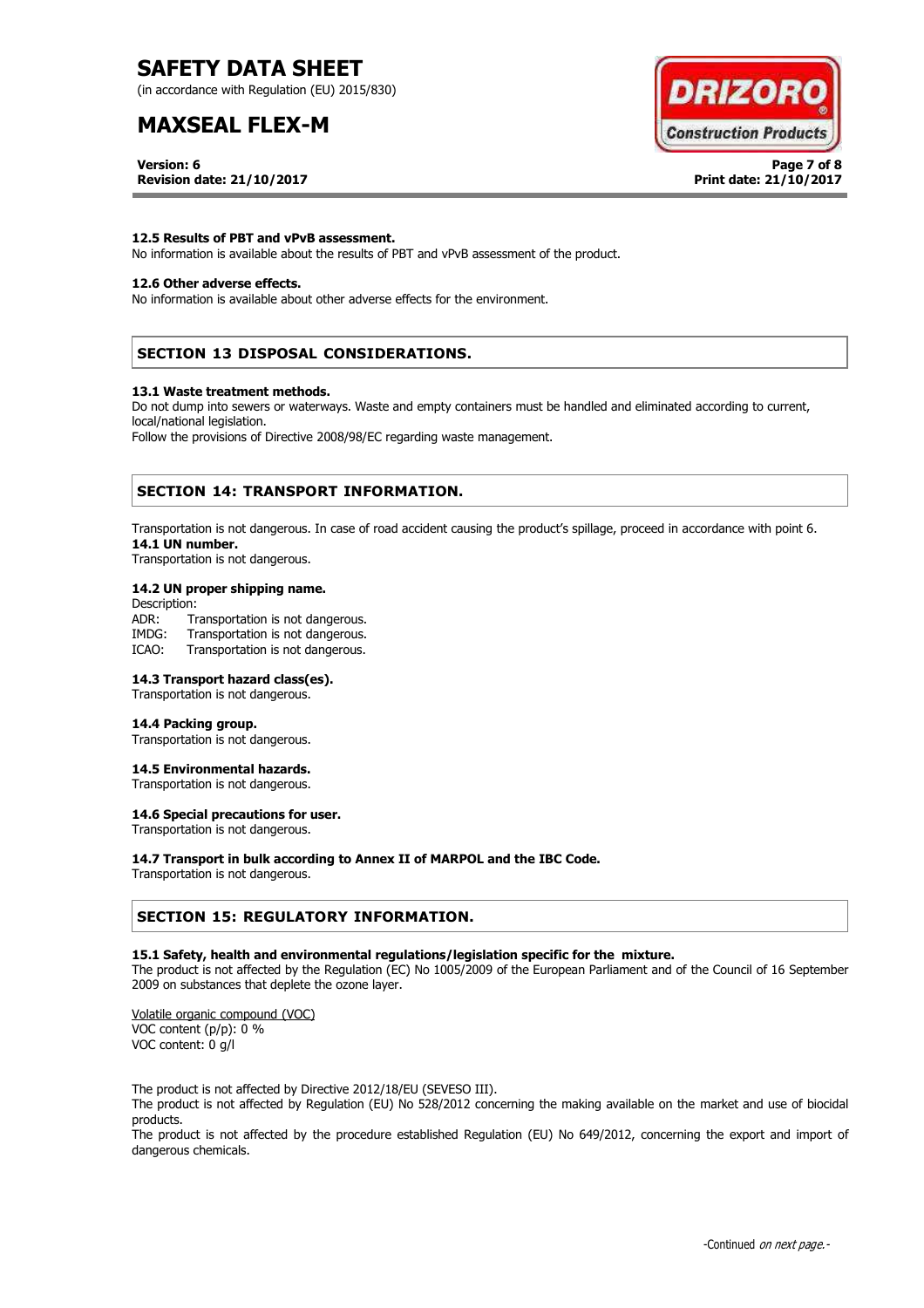#### 12.5 Results of PBT and vPvB assessment.

No information is available about the results of PBT and vPvB assessment of the product.

#### 12.6 Other adverse effects.

No information is available about other adverse effects for the environment.

## SECTION 13 DISPOSAL CONSIDERATIONS.

#### 13.1 Waste treatment methods.

Do not dump into sewers or waterways. Waste and empty containers must be handled and eliminated according to current, local/national legislation.

Follow the provisions of Directive 2008/98/EC regarding waste management.

## SECTION 14: TRANSPORT INFORMATION.

Transportation is not dangerous. In case of road accident causing the product's spillage, proceed in accordance with point 6.

#### 14.1 UN number.

Transportation is not dangerous.

#### 14.2 UN proper shipping name.

Description:

ADR: Transportation is not dangerous.
IMDG: Transportation is not dangerous.
ICAO: Transportation is not dangerous.

#### 14.3 Transport hazard class(es).

Transportation is not dangerous.

#### 14.4 Packing group.

Transportation is not dangerous.

#### 14.5 Environmental hazards.

Transportation is not dangerous.

#### 14.6 Special precautions for user.

Transportation is not dangerous.

#### 14.7 Transport in bulk according to Annex II of MARPOL and the IBC Code.

Transportation is not dangerous.

## SECTION 15: REGULATORY INFORMATION.

#### 15.1 Safety, health and environmental regulations/legislation specific for the mixture.

The product is not affected by the Regulation (EC) No 1005/2009 of the European Parliament and of the Council of 16 September 2009 on substances that deplete the ozone layer.

Volatile organic compound (VOC)
VOC content (p/p): 0 %
VOC content: 0 g/l

The product is not affected by Directive 2012/18/EU (SEVESO III).
The product is not affected by Regulation (EU) No 528/2012 concerning the making available on the market and use of biocidal products.
The product is not affected by the procedure established Regulation (EU) No 649/2012, concerning the export and import of dangerous chemicals.

-Continued *on next page.*-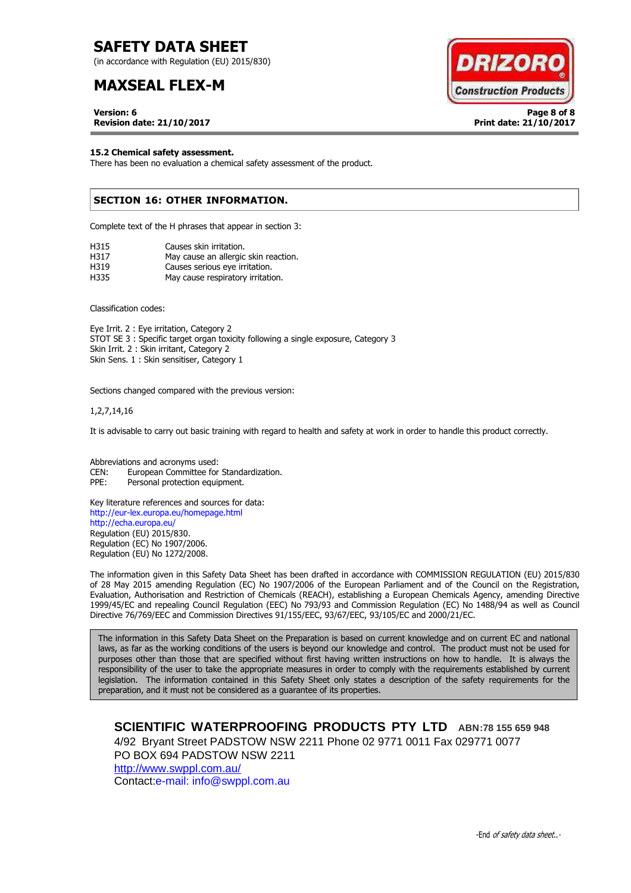**15.2 Chemical safety assessment.**

There has been no evaluation a chemical safety assessment of the product.

## SECTION 16: OTHER INFORMATION.

Complete text of the H phrases that appear in section 3:

| | |
|---|---|
| H315 | Causes skin irritation. |
| H317 | May cause an allergic skin reaction. |
| H319 | Causes serious eye irritation. |
| H335 | May cause respiratory irritation. |

Classification codes:

Eye Irrit. 2 : Eye irritation, Category 2
STOT SE 3 : Specific target organ toxicity following a single exposure, Category 3
Skin Irrit. 2 : Skin irritant, Category 2
Skin Sens. 1 : Skin sensitiser, Category 1

Sections changed compared with the previous version:

1,2,7,14,16

It is advisable to carry out basic training with regard to health and safety at work in order to handle this product correctly.

Abbreviations and acronyms used:
CEN: European Committee for Standardization.
PPE: Personal protection equipment.

Key literature references and sources for data:
http://eur-lex.europa.eu/homepage.html
http://echa.europa.eu/
Regulation (EU) 2015/830.
Regulation (EC) No 1907/2006.
Regulation (EU) No 1272/2008.

The information given in this Safety Data Sheet has been drafted in accordance with COMMISSION REGULATION (EU) 2015/830 of 28 May 2015 amending Regulation (EC) No 1907/2006 of the European Parliament and of the Council on the Registration, Evaluation, Authorisation and Restriction of Chemicals (REACH), establishing a European Chemicals Agency, amending Directive 1999/45/EC and repealing Council Regulation (EEC) No 793/93 and Commission Regulation (EC) No 1488/94 as well as Council Directive 76/769/EEC and Commission Directives 91/155/EEC, 93/67/EEC, 93/105/EC and 2000/21/EC.

The information in this Safety Data Sheet on the Preparation is based on current knowledge and on current EC and national laws, as far as the working conditions of the users is beyond our knowledge and control. The product must not be used for purposes other than those that are specified without first having written instructions on how to handle. It is always the responsibility of the user to take the appropriate measures in order to comply with the requirements established by current legislation. The information contained in this Safety Sheet only states a description of the safety requirements for the preparation, and it must not be considered as a guarantee of its properties.

**SCIENTIFIC WATERPROOFING PRODUCTS PTY LTD** **ABN:78 155 659 948**
4/92 Bryant Street PADSTOW NSW 2211 Phone 02 9771 0011 Fax 029771 0077
PO BOX 694 PADSTOW NSW 2211
http://www.swppl.com.au/
Contact:e-mail: info@swppl.com.au

-End *of safety data sheet..*-